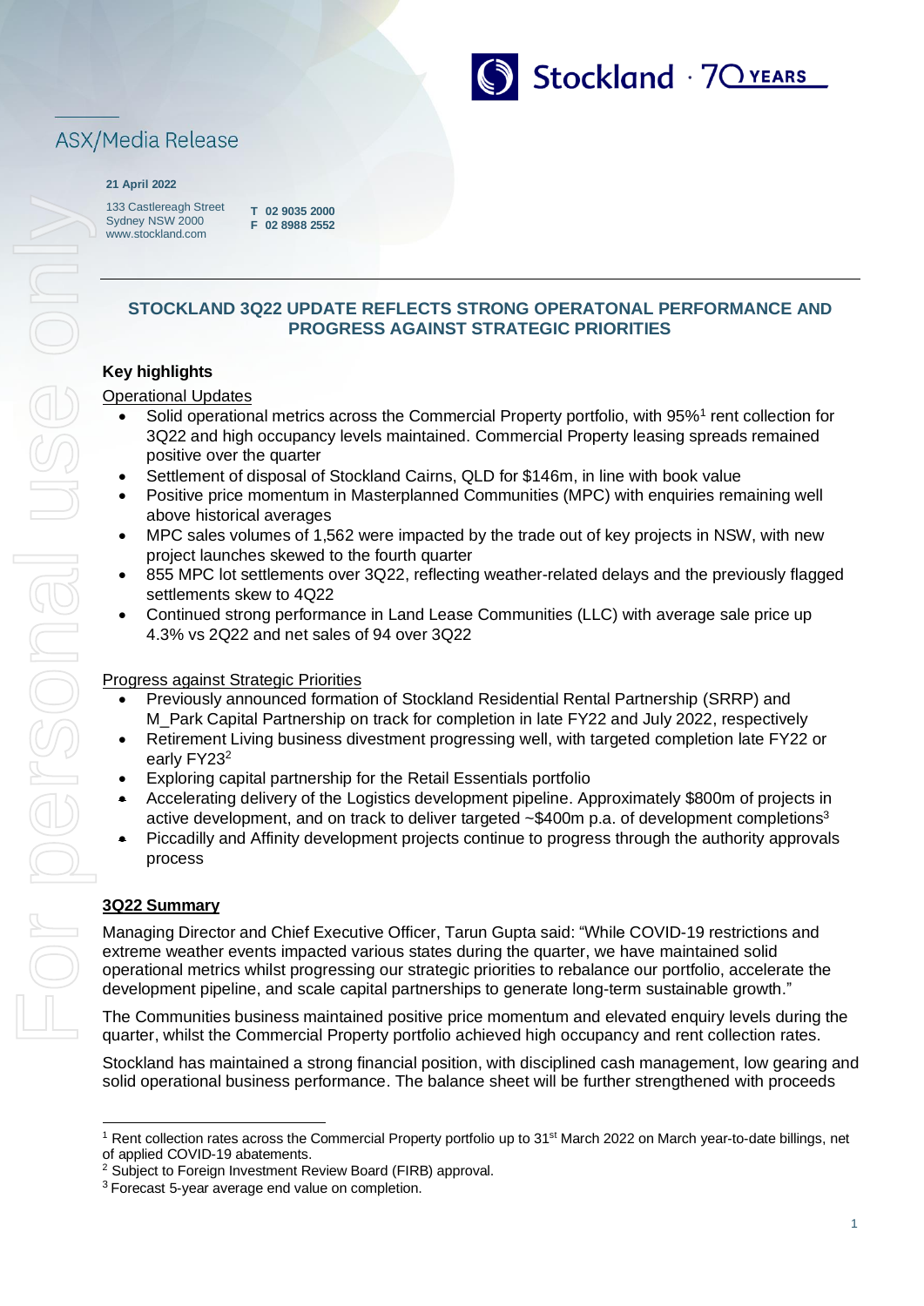ASX/Media Release

**21 April 2022**

133 Castlereagh Street
Sydney NSW 2000
www.stockland.com

**T 02 9035 2000**
**F 02 8988 2552**

## STOCKLAND 3Q22 UPDATE REFLECTS STRONG OPERATONAL PERFORMANCE AND PROGRESS AGAINST STRATEGIC PRIORITIES

### Key highlights

Operational Updates

- Solid operational metrics across the Commercial Property portfolio, with 95%[1] rent collection for 3Q22 and high occupancy levels maintained. Commercial Property leasing spreads remained positive over the quarter
- Settlement of disposal of Stockland Cairns, QLD for $146m, in line with book value
- Positive price momentum in Masterplanned Communities (MPC) with enquiries remaining well above historical averages
- MPC sales volumes of 1,562 were impacted by the trade out of key projects in NSW, with new project launches skewed to the fourth quarter
- 855 MPC lot settlements over 3Q22, reflecting weather-related delays and the previously flagged settlements skew to 4Q22
- Continued strong performance in Land Lease Communities (LLC) with average sale price up 4.3% vs 2Q22 and net sales of 94 over 3Q22

Progress against Strategic Priorities

- Previously announced formation of Stockland Residential Rental Partnership (SRRP) and M_Park Capital Partnership on track for completion in late FY22 and July 2022, respectively
- Retirement Living business divestment progressing well, with targeted completion late FY22 or early FY23[2]
- Exploring capital partnership for the Retail Essentials portfolio
- Accelerating delivery of the Logistics development pipeline. Approximately $800m of projects in active development, and on track to deliver targeted ~$400m p.a. of development completions[3]
- Piccadilly and Affinity development projects continue to progress through the authority approvals process

### 3Q22 Summary

Managing Director and Chief Executive Officer, Tarun Gupta said: "While COVID-19 restrictions and extreme weather events impacted various states during the quarter, we have maintained solid operational metrics whilst progressing our strategic priorities to rebalance our portfolio, accelerate the development pipeline, and scale capital partnerships to generate long-term sustainable growth."

The Communities business maintained positive price momentum and elevated enquiry levels during the quarter, whilst the Commercial Property portfolio achieved high occupancy and rent collection rates.

Stockland has maintained a strong financial position, with disciplined cash management, low gearing and solid operational business performance. The balance sheet will be further strengthened with proceeds

---

[1] Rent collection rates across the Commercial Property portfolio up to 31st March 2022 on March year-to-date billings, net of applied COVID-19 abatements.
[2] Subject to Foreign Investment Review Board (FIRB) approval.
[3] Forecast 5-year average end value on completion.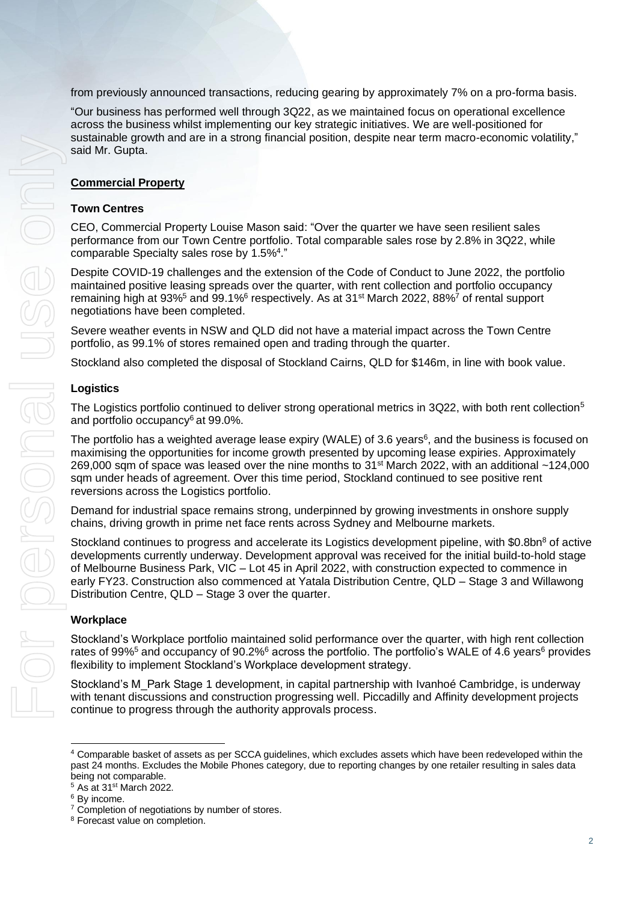from previously announced transactions, reducing gearing by approximately 7% on a pro-forma basis.

"Our business has performed well through 3Q22, as we maintained focus on operational excellence across the business whilst implementing our key strategic initiatives. We are well-positioned for sustainable growth and are in a strong financial position, despite near term macro-economic volatility," said Mr. Gupta.

## Commercial Property

### Town Centres

CEO, Commercial Property Louise Mason said: "Over the quarter we have seen resilient sales performance from our Town Centre portfolio. Total comparable sales rose by 2.8% in 3Q22, while comparable Specialty sales rose by 1.5%[4]."

Despite COVID-19 challenges and the extension of the Code of Conduct to June 2022, the portfolio maintained positive leasing spreads over the quarter, with rent collection and portfolio occupancy remaining high at 93%[5] and 99.1%[6] respectively. As at 31st March 2022, 88%[7] of rental support negotiations have been completed.

Severe weather events in NSW and QLD did not have a material impact across the Town Centre portfolio, as 99.1% of stores remained open and trading through the quarter.

Stockland also completed the disposal of Stockland Cairns, QLD for $146m, in line with book value.

### Logistics

The Logistics portfolio continued to deliver strong operational metrics in 3Q22, with both rent collection[5] and portfolio occupancy[6] at 99.0%.

The portfolio has a weighted average lease expiry (WALE) of 3.6 years[6], and the business is focused on maximising the opportunities for income growth presented by upcoming lease expiries. Approximately 269,000 sqm of space was leased over the nine months to 31st March 2022, with an additional ~124,000 sqm under heads of agreement. Over this time period, Stockland continued to see positive rent reversions across the Logistics portfolio.

Demand for industrial space remains strong, underpinned by growing investments in onshore supply chains, driving growth in prime net face rents across Sydney and Melbourne markets.

Stockland continues to progress and accelerate its Logistics development pipeline, with $0.8bn[8] of active developments currently underway. Development approval was received for the initial build-to-hold stage of Melbourne Business Park, VIC – Lot 45 in April 2022, with construction expected to commence in early FY23. Construction also commenced at Yatala Distribution Centre, QLD – Stage 3 and Willawong Distribution Centre, QLD – Stage 3 over the quarter.

### Workplace

Stockland's Workplace portfolio maintained solid performance over the quarter, with high rent collection rates of 99%[5] and occupancy of 90.2%[6] across the portfolio. The portfolio's WALE of 4.6 years[6] provides flexibility to implement Stockland's Workplace development strategy.

Stockland's M_Park Stage 1 development, in capital partnership with Ivanhoé Cambridge, is underway with tenant discussions and construction progressing well. Piccadilly and Affinity development projects continue to progress through the authority approvals process.

---

[4] Comparable basket of assets as per SCCA guidelines, which excludes assets which have been redeveloped within the past 24 months. Excludes the Mobile Phones category, due to reporting changes by one retailer resulting in sales data being not comparable.

[5] As at 31st March 2022.

[6] By income.

[7] Completion of negotiations by number of stores.

[8] Forecast value on completion.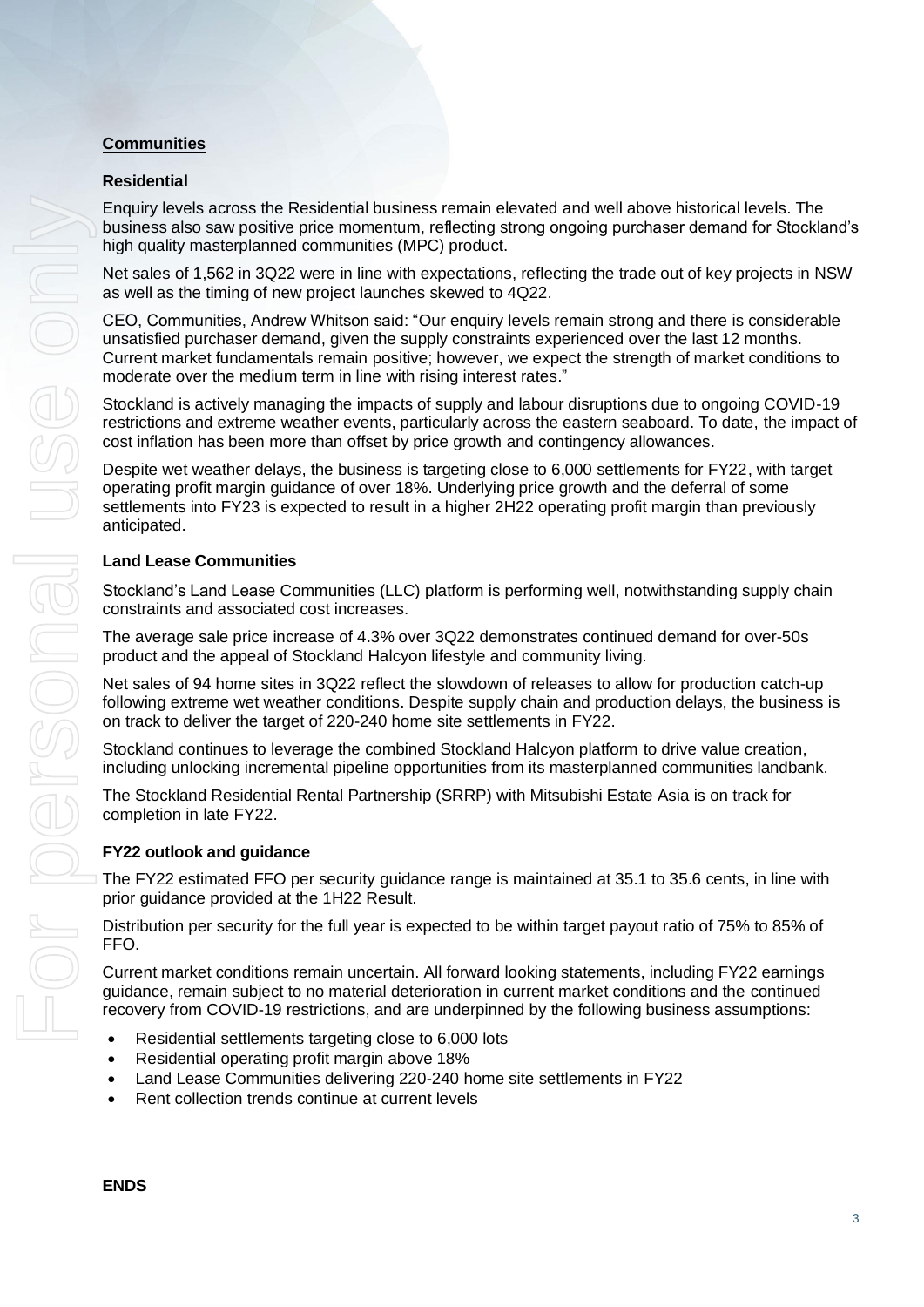## Communities

### Residential

Enquiry levels across the Residential business remain elevated and well above historical levels. The business also saw positive price momentum, reflecting strong ongoing purchaser demand for Stockland's high quality masterplanned communities (MPC) product.

Net sales of 1,562 in 3Q22 were in line with expectations, reflecting the trade out of key projects in NSW as well as the timing of new project launches skewed to 4Q22.

CEO, Communities, Andrew Whitson said: "Our enquiry levels remain strong and there is considerable unsatisfied purchaser demand, given the supply constraints experienced over the last 12 months. Current market fundamentals remain positive; however, we expect the strength of market conditions to moderate over the medium term in line with rising interest rates."

Stockland is actively managing the impacts of supply and labour disruptions due to ongoing COVID-19 restrictions and extreme weather events, particularly across the eastern seaboard. To date, the impact of cost inflation has been more than offset by price growth and contingency allowances.

Despite wet weather delays, the business is targeting close to 6,000 settlements for FY22, with target operating profit margin guidance of over 18%. Underlying price growth and the deferral of some settlements into FY23 is expected to result in a higher 2H22 operating profit margin than previously anticipated.

### Land Lease Communities

Stockland's Land Lease Communities (LLC) platform is performing well, notwithstanding supply chain constraints and associated cost increases.

The average sale price increase of 4.3% over 3Q22 demonstrates continued demand for over-50s product and the appeal of Stockland Halcyon lifestyle and community living.

Net sales of 94 home sites in 3Q22 reflect the slowdown of releases to allow for production catch-up following extreme wet weather conditions. Despite supply chain and production delays, the business is on track to deliver the target of 220-240 home site settlements in FY22.

Stockland continues to leverage the combined Stockland Halcyon platform to drive value creation, including unlocking incremental pipeline opportunities from its masterplanned communities landbank.

The Stockland Residential Rental Partnership (SRRP) with Mitsubishi Estate Asia is on track for completion in late FY22.

### FY22 outlook and guidance

The FY22 estimated FFO per security guidance range is maintained at 35.1 to 35.6 cents, in line with prior guidance provided at the 1H22 Result.

Distribution per security for the full year is expected to be within target payout ratio of 75% to 85% of FFO.

Current market conditions remain uncertain. All forward looking statements, including FY22 earnings guidance, remain subject to no material deterioration in current market conditions and the continued recovery from COVID-19 restrictions, and are underpinned by the following business assumptions:

- Residential settlements targeting close to 6,000 lots
- Residential operating profit margin above 18%
- Land Lease Communities delivering 220-240 home site settlements in FY22
- Rent collection trends continue at current levels

**ENDS**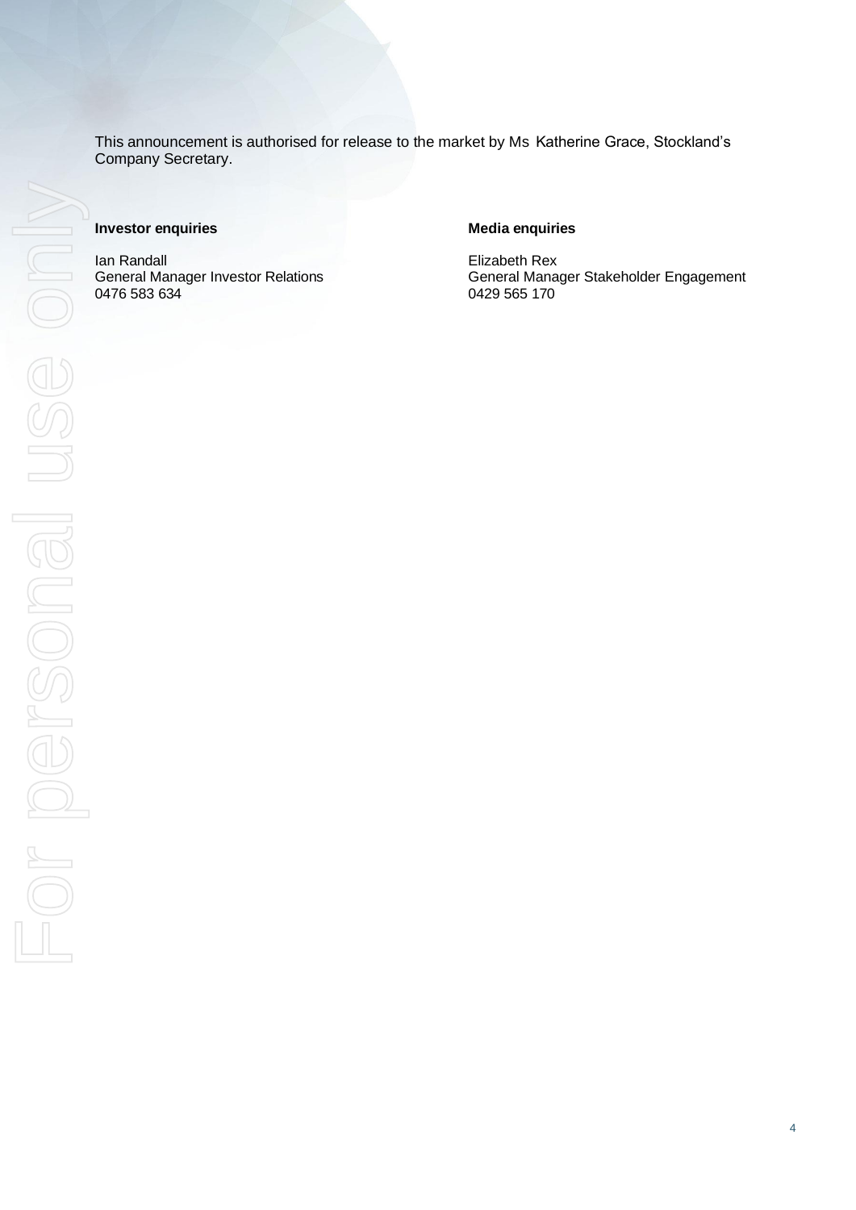This announcement is authorised for release to the market by Ms Katherine Grace, Stockland's Company Secretary.

**Investor enquiries**

Ian Randall
General Manager Investor Relations
0476 583 634

**Media enquiries**

Elizabeth Rex
General Manager Stakeholder Engagement
0429 565 170